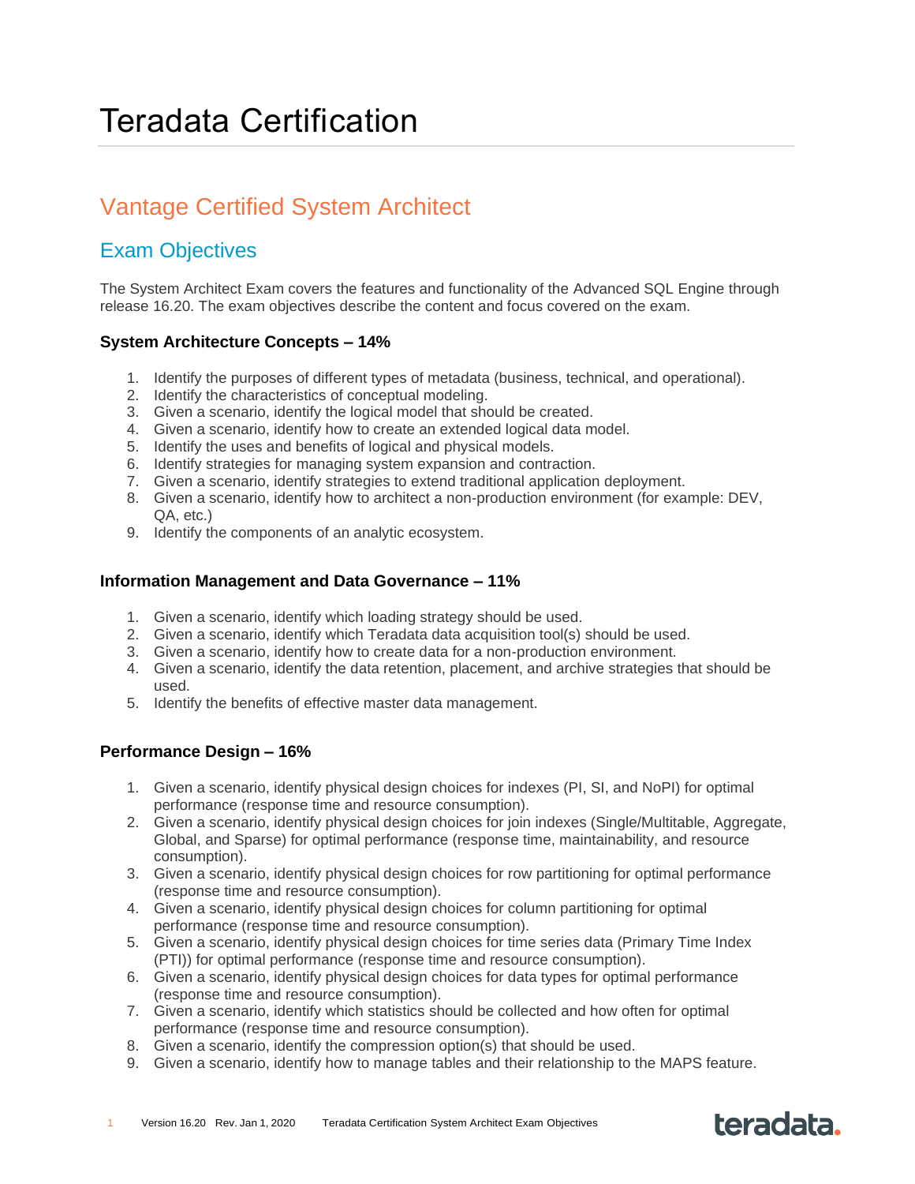# Teradata Certification

## Vantage Certified System Architect

## Exam Objectives

The System Architect Exam covers the features and functionality of the Advanced SQL Engine through release 16.20. The exam objectives describe the content and focus covered on the exam.

### System Architecture Concepts – 14%

1. Identify the purposes of different types of metadata (business, technical, and operational).
2. Identify the characteristics of conceptual modeling.
3. Given a scenario, identify the logical model that should be created.
4. Given a scenario, identify how to create an extended logical data model.
5. Identify the uses and benefits of logical and physical models.
6. Identify strategies for managing system expansion and contraction.
7. Given a scenario, identify strategies to extend traditional application deployment.
8. Given a scenario, identify how to architect a non-production environment (for example: DEV, QA, etc.)
9. Identify the components of an analytic ecosystem.

### Information Management and Data Governance – 11%

1. Given a scenario, identify which loading strategy should be used.
2. Given a scenario, identify which Teradata data acquisition tool(s) should be used.
3. Given a scenario, identify how to create data for a non-production environment.
4. Given a scenario, identify the data retention, placement, and archive strategies that should be used.
5. Identify the benefits of effective master data management.

### Performance Design – 16%

1. Given a scenario, identify physical design choices for indexes (PI, SI, and NoPI) for optimal performance (response time and resource consumption).
2. Given a scenario, identify physical design choices for join indexes (Single/Multitable, Aggregate, Global, and Sparse) for optimal performance (response time, maintainability, and resource consumption).
3. Given a scenario, identify physical design choices for row partitioning for optimal performance (response time and resource consumption).
4. Given a scenario, identify physical design choices for column partitioning for optimal performance (response time and resource consumption).
5. Given a scenario, identify physical design choices for time series data (Primary Time Index (PTI)) for optimal performance (response time and resource consumption).
6. Given a scenario, identify physical design choices for data types for optimal performance (response time and resource consumption).
7. Given a scenario, identify which statistics should be collected and how often for optimal performance (response time and resource consumption).
8. Given a scenario, identify the compression option(s) that should be used.
9. Given a scenario, identify how to manage tables and their relationship to the MAPS feature.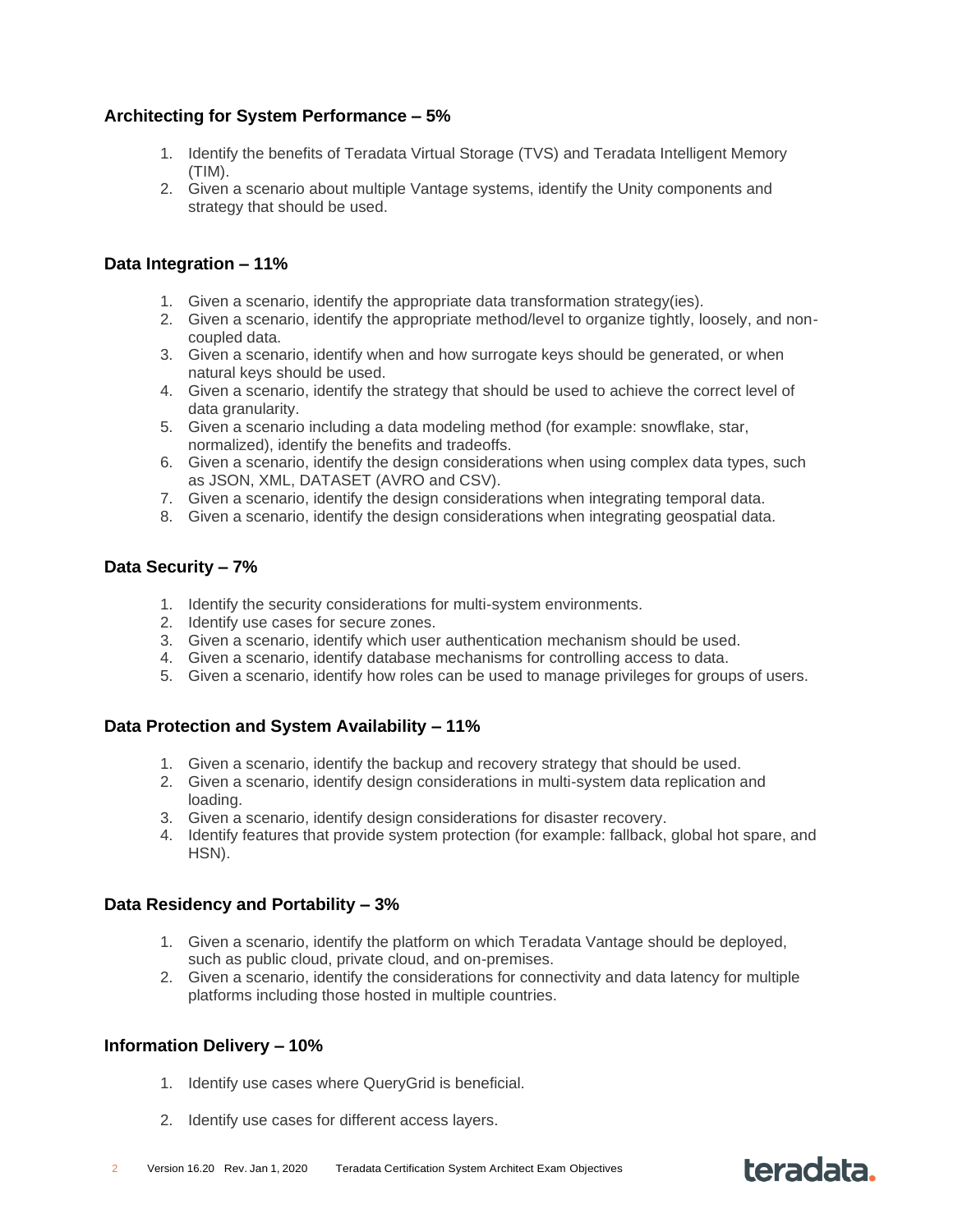### Architecting for System Performance – 5%

1. Identify the benefits of Teradata Virtual Storage (TVS) and Teradata Intelligent Memory (TIM).
2. Given a scenario about multiple Vantage systems, identify the Unity components and strategy that should be used.

### Data Integration – 11%

1. Given a scenario, identify the appropriate data transformation strategy(ies).
2. Given a scenario, identify the appropriate method/level to organize tightly, loosely, and non-coupled data.
3. Given a scenario, identify when and how surrogate keys should be generated, or when natural keys should be used.
4. Given a scenario, identify the strategy that should be used to achieve the correct level of data granularity.
5. Given a scenario including a data modeling method (for example: snowflake, star, normalized), identify the benefits and tradeoffs.
6. Given a scenario, identify the design considerations when using complex data types, such as JSON, XML, DATASET (AVRO and CSV).
7. Given a scenario, identify the design considerations when integrating temporal data.
8. Given a scenario, identify the design considerations when integrating geospatial data.

### Data Security – 7%

1. Identify the security considerations for multi-system environments.
2. Identify use cases for secure zones.
3. Given a scenario, identify which user authentication mechanism should be used.
4. Given a scenario, identify database mechanisms for controlling access to data.
5. Given a scenario, identify how roles can be used to manage privileges for groups of users.

### Data Protection and System Availability – 11%

1. Given a scenario, identify the backup and recovery strategy that should be used.
2. Given a scenario, identify design considerations in multi-system data replication and loading.
3. Given a scenario, identify design considerations for disaster recovery.
4. Identify features that provide system protection (for example: fallback, global hot spare, and HSN).

### Data Residency and Portability – 3%

1. Given a scenario, identify the platform on which Teradata Vantage should be deployed, such as public cloud, private cloud, and on-premises.
2. Given a scenario, identify the considerations for connectivity and data latency for multiple platforms including those hosted in multiple countries.

### Information Delivery – 10%

1. Identify use cases where QueryGrid is beneficial.
2. Identify use cases for different access layers.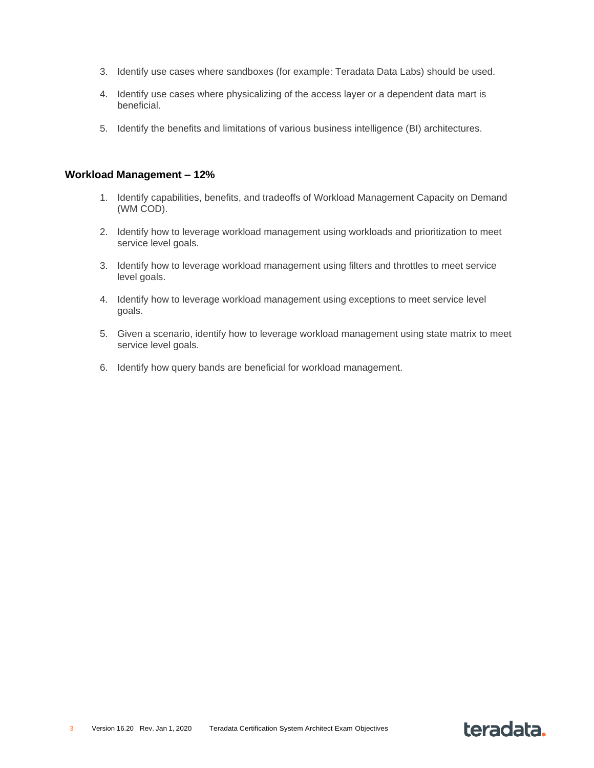3. Identify use cases where sandboxes (for example: Teradata Data Labs) should be used.

4. Identify use cases where physicalizing of the access layer or a dependent data mart is beneficial.

5. Identify the benefits and limitations of various business intelligence (BI) architectures.

## Workload Management – 12%

1. Identify capabilities, benefits, and tradeoffs of Workload Management Capacity on Demand (WM COD).

2. Identify how to leverage workload management using workloads and prioritization to meet service level goals.

3. Identify how to leverage workload management using filters and throttles to meet service level goals.

4. Identify how to leverage workload management using exceptions to meet service level goals.

5. Given a scenario, identify how to leverage workload management using state matrix to meet service level goals.

6. Identify how query bands are beneficial for workload management.